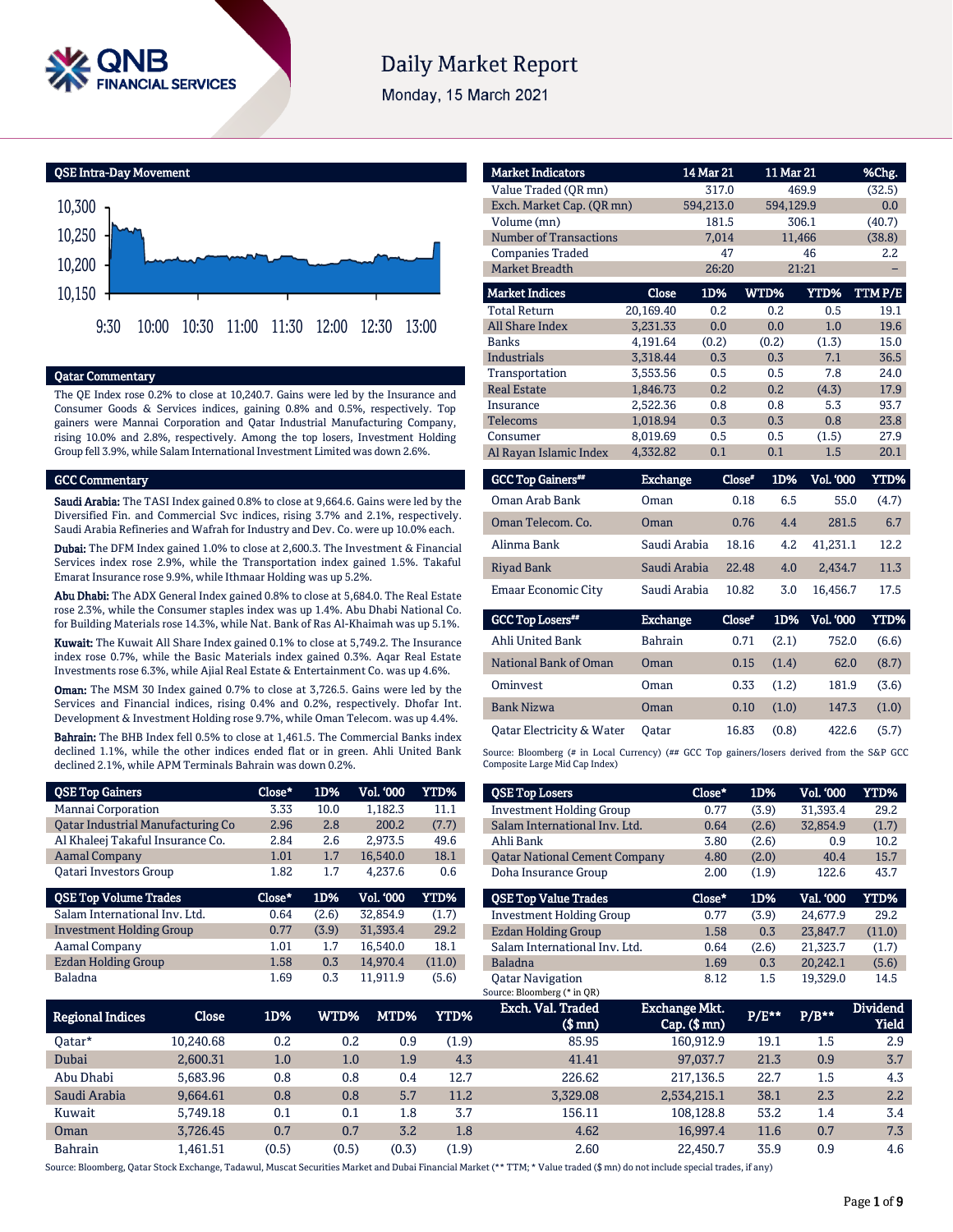# Daily Market Report

Monday, 15 March 2021

## QSE Intra-Day Movement

## Qatar Commentary

The QE Index rose 0.2% to close at 10,240.7. Gains were led by the Insurance and Consumer Goods & Services indices, gaining 0.8% and 0.5%, respectively. Top gainers were Mannai Corporation and Qatar Industrial Manufacturing Company, rising 10.0% and 2.8%, respectively. Among the top losers, Investment Holding Group fell 3.9%, while Salam International Investment Limited was down 2.6%.

## GCC Commentary

**Saudi Arabia:** The TASI Index gained 0.8% to close at 9,664.6. Gains were led by the Diversified Fin. and Commercial Svc indices, rising 3.7% and 2.1%, respectively. Saudi Arabia Refineries and Wafrah for Industry and Dev. Co. were up 10.0% each.

**Dubai:** The DFM Index gained 1.0% to close at 2,600.3. The Investment & Financial Services index rose 2.9%, while the Transportation index gained 1.5%. Takaful Emarat Insurance rose 9.9%, while Ithmaar Holding was up 5.2%.

**Abu Dhabi:** The ADX General Index gained 0.8% to close at 5,684.0. The Real Estate rose 2.3%, while the Consumer staples index was up 1.4%. Abu Dhabi National Co. for Building Materials rose 14.3%, while Nat. Bank of Ras Al-Khaimah was up 5.1%.

**Kuwait:** The Kuwait All Share Index gained 0.1% to close at 5,749.2. The Insurance index rose 0.7%, while the Basic Materials index gained 0.3%. Aqar Real Estate Investments rose 6.3%, while Ajial Real Estate & Entertainment Co. was up 4.6%.

**Oman:** The MSM 30 Index gained 0.7% to close at 3,726.5. Gains were led by the Services and Financial indices, rising 0.4% and 0.2%, respectively. Dhofar Int. Development & Investment Holding rose 9.7%, while Oman Telecom. was up 4.4%.

**Bahrain:** The BHB Index fell 0.5% to close at 1,461.5. The Commercial Banks index declined 1.1%, while the other indices ended flat or in green. Ahli United Bank declined 2.1%, while APM Terminals Bahrain was down 0.2%.

| Market Indicators | 14 Mar 21 | 11 Mar 21 | %Chg. |
|---|---|---|---|
| Value Traded (QR mn) | 317.0 | 469.9 | (32.5) |
| Exch. Market Cap. (QR mn) | 594,213.0 | 594,129.9 | 0.0 |
| Volume (mn) | 181.5 | 306.1 | (40.7) |
| Number of Transactions | 7,014 | 11,466 | (38.8) |
| Companies Traded | 47 | 46 | 2.2 |
| Market Breadth | 26:20 | 21:21 | – |

| Market Indices | Close | 1D% | WTD% | YTD% | TTM P/E |
|---|---|---|---|---|---|
| Total Return | 20,169.40 | 0.2 | 0.2 | 0.5 | 19.1 |
| All Share Index | 3,231.33 | 0.0 | 0.0 | 1.0 | 19.6 |
| Banks | 4,191.64 | (0.2) | (0.2) | (1.3) | 15.0 |
| Industrials | 3,318.44 | 0.3 | 0.3 | 7.1 | 36.5 |
| Transportation | 3,553.56 | 0.5 | 0.5 | 7.8 | 24.0 |
| Real Estate | 1,846.73 | 0.2 | 0.2 | (4.3) | 17.9 |
| Insurance | 2,522.36 | 0.8 | 0.8 | 5.3 | 93.7 |
| Telecoms | 1,018.94 | 0.3 | 0.3 | 0.8 | 23.8 |
| Consumer | 8,019.69 | 0.5 | 0.5 | (1.5) | 27.9 |
| Al Rayan Islamic Index | 4,332.82 | 0.1 | 0.1 | 1.5 | 20.1 |

| GCC Top Gainers## | Exchange | Close# | 1D% | Vol. '000 | YTD% |
|---|---|---|---|---|---|
| Oman Arab Bank | Oman | 0.18 | 6.5 | 55.0 | (4.7) |
| Oman Telecom. Co. | Oman | 0.76 | 4.4 | 281.5 | 6.7 |
| Alinma Bank | Saudi Arabia | 18.16 | 4.2 | 41,231.1 | 12.2 |
| Riyad Bank | Saudi Arabia | 22.48 | 4.0 | 2,434.7 | 11.3 |
| Emaar Economic City | Saudi Arabia | 10.82 | 3.0 | 16,456.7 | 17.5 |

| GCC Top Losers## | Exchange | Close# | 1D% | Vol. '000 | YTD% |
|---|---|---|---|---|---|
| Ahli United Bank | Bahrain | 0.71 | (2.1) | 752.0 | (6.6) |
| National Bank of Oman | Oman | 0.15 | (1.4) | 62.0 | (8.7) |
| Ominvest | Oman | 0.33 | (1.2) | 181.9 | (3.6) |
| Bank Nizwa | Oman | 0.10 | (1.0) | 147.3 | (1.0) |
| Qatar Electricity & Water | Qatar | 16.83 | (0.8) | 422.6 | (5.7) |

Source: Bloomberg (# in Local Currency) (## GCC Top gainers/losers derived from the S&P GCC Composite Large Mid Cap Index)

| QSE Top Gainers | Close* | 1D% | Vol. '000 | YTD% |
|---|---|---|---|---|
| Mannai Corporation | 3.33 | 10.0 | 1,182.3 | 11.1 |
| Qatar Industrial Manufacturing Co | 2.96 | 2.8 | 200.2 | (7.7) |
| Al Khaleej Takaful Insurance Co. | 2.84 | 2.6 | 2,973.5 | 49.6 |
| Aamal Company | 1.01 | 1.7 | 16,540.0 | 18.1 |
| Qatari Investors Group | 1.82 | 1.7 | 4,237.6 | 0.6 |

| QSE Top Losers | Close* | 1D% | Vol. '000 | YTD% |
|---|---|---|---|---|
| Investment Holding Group | 0.77 | (3.9) | 31,393.4 | 29.2 |
| Salam International Inv. Ltd. | 0.64 | (2.6) | 32,854.9 | (1.7) |
| Ahli Bank | 3.80 | (2.6) | 0.9 | 10.2 |
| Qatar National Cement Company | 4.80 | (2.0) | 40.4 | 15.7 |
| Doha Insurance Group | 2.00 | (1.9) | 122.6 | 43.7 |

| QSE Top Volume Trades | Close* | 1D% | Vol. '000 | YTD% |
|---|---|---|---|---|
| Salam International Inv. Ltd. | 0.64 | (2.6) | 32,854.9 | (1.7) |
| Investment Holding Group | 0.77 | (3.9) | 31,393.4 | 29.2 |
| Aamal Company | 1.01 | 1.7 | 16,540.0 | 18.1 |
| Ezdan Holding Group | 1.58 | 0.3 | 14,970.4 | (11.0) |
| Baladna | 1.69 | 0.3 | 11,911.9 | (5.6) |

| QSE Top Value Trades | Close* | 1D% | Val. '000 | YTD% |
|---|---|---|---|---|
| Investment Holding Group | 0.77 | (3.9) | 24,677.9 | 29.2 |
| Ezdan Holding Group | 1.58 | 0.3 | 23,847.7 | (11.0) |
| Salam International Inv. Ltd. | 0.64 | (2.6) | 21,323.7 | (1.7) |
| Baladna | 1.69 | 0.3 | 20,242.1 | (5.6) |
| Qatar Navigation | 8.12 | 1.5 | 19,329.0 | 14.5 |

Source: Bloomberg (* in QR)

| Regional Indices | Close | 1D% | WTD% | MTD% | YTD% | Exch. Val. Traded ($ mn) | Exchange Mkt. Cap. ($ mn) | P/E** | P/B** | Dividend Yield |
|---|---|---|---|---|---|---|---|---|---|---|
| Qatar* | 10,240.68 | 0.2 | 0.2 | 0.9 | (1.9) | 85.95 | 160,912.9 | 19.1 | 1.5 | 2.9 |
| Dubai | 2,600.31 | 1.0 | 1.0 | 1.9 | 4.3 | 41.41 | 97,037.7 | 21.3 | 0.9 | 3.7 |
| Abu Dhabi | 5,683.96 | 0.8 | 0.8 | 0.4 | 12.7 | 226.62 | 217,136.5 | 22.7 | 1.5 | 4.3 |
| Saudi Arabia | 9,664.61 | 0.8 | 0.8 | 5.7 | 11.2 | 3,329.08 | 2,534,215.1 | 38.1 | 2.3 | 2.2 |
| Kuwait | 5,749.18 | 0.1 | 0.1 | 1.8 | 3.7 | 156.11 | 108,128.8 | 53.2 | 1.4 | 3.4 |
| Oman | 3,726.45 | 0.7 | 0.7 | 3.2 | 1.8 | 4.62 | 16,997.4 | 11.6 | 0.7 | 7.3 |
| Bahrain | 1,461.51 | (0.5) | (0.5) | (0.3) | (1.9) | 2.60 | 22,450.7 | 35.9 | 0.9 | 4.6 |

Source: Bloomberg, Qatar Stock Exchange, Tadawul, Muscat Securities Market and Dubai Financial Market (** TTM; * Value traded ($ mn) do not include special trades, if any)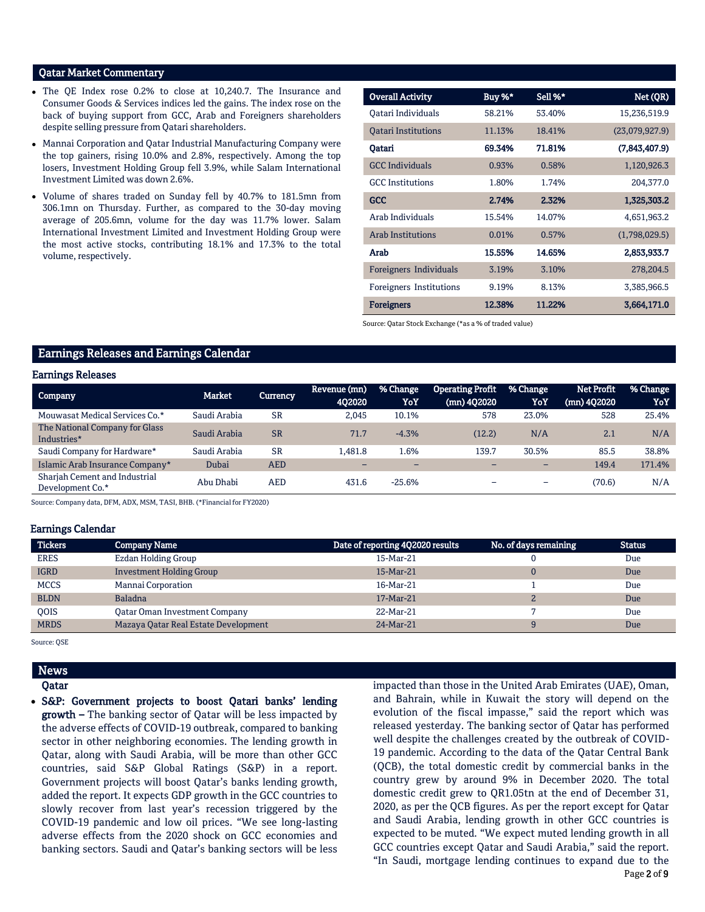## Qatar Market Commentary

- The QE Index rose 0.2% to close at 10,240.7. The Insurance and Consumer Goods & Services indices led the gains. The index rose on the back of buying support from GCC, Arab and Foreigners shareholders despite selling pressure from Qatari shareholders.
- Mannai Corporation and Qatar Industrial Manufacturing Company were the top gainers, rising 10.0% and 2.8%, respectively. Among the top losers, Investment Holding Group fell 3.9%, while Salam International Investment Limited was down 2.6%.
- Volume of shares traded on Sunday fell by 40.7% to 181.5mn from 306.1mn on Thursday. Further, as compared to the 30-day moving average of 205.6mn, volume for the day was 11.7% lower. Salam International Investment Limited and Investment Holding Group were the most active stocks, contributing 18.1% and 17.3% to the total volume, respectively.

| Overall Activity | Buy %* | Sell %* | Net (QR) |
|---|---|---|---|
| Qatari Individuals | 58.21% | 53.40% | 15,236,519.9 |
| Qatari Institutions | 11.13% | 18.41% | (23,079,927.9) |
| **Qatari** | **69.34%** | **71.81%** | **(7,843,407.9)** |
| GCC Individuals | 0.93% | 0.58% | 1,120,926.3 |
| GCC Institutions | 1.80% | 1.74% | 204,377.0 |
| **GCC** | **2.74%** | **2.32%** | **1,325,303.2** |
| Arab Individuals | 15.54% | 14.07% | 4,651,963.2 |
| Arab Institutions | 0.01% | 0.57% | (1,798,029.5) |
| **Arab** | **15.55%** | **14.65%** | **2,853,933.7** |
| Foreigners Individuals | 3.19% | 3.10% | 278,204.5 |
| Foreigners Institutions | 9.19% | 8.13% | 3,385,966.5 |
| **Foreigners** | **12.38%** | **11.22%** | **3,664,171.0** |

Source: Qatar Stock Exchange (*as a % of traded value)

## Earnings Releases and Earnings Calendar

### Earnings Releases

| Company | Market | Currency | Revenue (mn) 4Q2020 | % Change YoY | Operating Profit (mn) 4Q2020 | % Change YoY | Net Profit (mn) 4Q2020 | % Change YoY |
|---|---|---|---|---|---|---|---|---|
| Mouwasat Medical Services Co.* | Saudi Arabia | SR | 2,045 | 10.1% | 578 | 23.0% | 528 | 25.4% |
| The National Company for Glass Industries* | Saudi Arabia | SR | 71.7 | -4.3% | (12.2) | N/A | 2.1 | N/A |
| Saudi Company for Hardware* | Saudi Arabia | SR | 1,481.8 | 1.6% | 139.7 | 30.5% | 85.5 | 38.8% |
| Islamic Arab Insurance Company* | Dubai | AED | – | – | – | – | 149.4 | 171.4% |
| Sharjah Cement and Industrial Development Co.* | Abu Dhabi | AED | 431.6 | -25.6% | – | – | (70.6) | N/A |

Source: Company data, DFM, ADX, MSM, TASI, BHB. (*Financial for FY2020)

### Earnings Calendar

| Tickers | Company Name | Date of reporting 4Q2020 results | No. of days remaining | Status |
|---|---|---|---|---|
| ERES | Ezdan Holding Group | 15-Mar-21 | 0 | Due |
| IGRD | Investment Holding Group | 15-Mar-21 | 0 | Due |
| MCCS | Mannai Corporation | 16-Mar-21 | 1 | Due |
| BLDN | Baladna | 17-Mar-21 | 2 | Due |
| QOIS | Qatar Oman Investment Company | 22-Mar-21 | 7 | Due |
| MRDS | Mazaya Qatar Real Estate Development | 24-Mar-21 | 9 | Due |

Source: QSE

## News

### Qatar

- **S&P: Government projects to boost Qatari banks' lending growth –** The banking sector of Qatar will be less impacted by the adverse effects of COVID-19 outbreak, compared to banking sector in other neighboring economies. The lending growth in Qatar, along with Saudi Arabia, will be more than other GCC countries, said S&P Global Ratings (S&P) in a report. Government projects will boost Qatar's banks lending growth, added the report. It expects GDP growth in the GCC countries to slowly recover from last year's recession triggered by the COVID-19 pandemic and low oil prices. "We see long-lasting adverse effects from the 2020 shock on GCC economies and banking sectors. Saudi and Qatar's banking sectors will be less impacted than those in the United Arab Emirates (UAE), Oman, and Bahrain, while in Kuwait the story will depend on the evolution of the fiscal impasse," said the report which was released yesterday. The banking sector of Qatar has performed well despite the challenges created by the outbreak of COVID-19 pandemic. According to the data of the Qatar Central Bank (QCB), the total domestic credit by commercial banks in the country grew by around 9% in December 2020. The total domestic credit grew to QR1.05tn at the end of December 31, 2020, as per the QCB figures. As per the report except for Qatar and Saudi Arabia, lending growth in other GCC countries is expected to be muted. "We expect muted lending growth in all GCC countries except Qatar and Saudi Arabia," said the report. "In Saudi, mortgage lending continues to expand due to the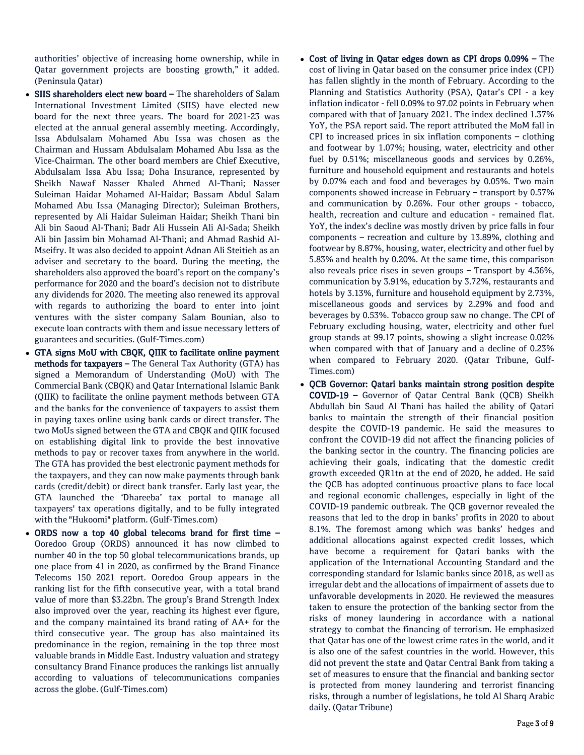authorities' objective of increasing home ownership, while in Qatar government projects are boosting growth," it added. (Peninsula Qatar)

- **SIIS shareholders elect new board –** The shareholders of Salam International Investment Limited (SIIS) have elected new board for the next three years. The board for 2021-23 was elected at the annual general assembly meeting. Accordingly, Issa Abdulsalam Mohamed Abu Issa was chosen as the Chairman and Hussam Abdulsalam Mohamed Abu Issa as the Vice-Chairman. The other board members are Chief Executive, Abdulsalam Issa Abu Issa; Doha Insurance, represented by Sheikh Nawaf Nasser Khaled Ahmed Al-Thani; Nasser Suleiman Haidar Mohamed Al-Haidar; Bassam Abdul Salam Mohamed Abu Issa (Managing Director); Suleiman Brothers, represented by Ali Haidar Suleiman Haidar; Sheikh Thani bin Ali bin Saoud Al-Thani; Badr Ali Hussein Ali Al-Sada; Sheikh Ali bin Jassim bin Mohamad Al-Thani; and Ahmad Rashid Al-Mseifry. It was also decided to appoint Adnan Ali Steitieh as an adviser and secretary to the board. During the meeting, the shareholders also approved the board's report on the company's performance for 2020 and the board's decision not to distribute any dividends for 2020. The meeting also renewed its approval with regards to authorizing the board to enter into joint ventures with the sister company Salam Bounian, also to execute loan contracts with them and issue necessary letters of guarantees and securities. (Gulf-Times.com)
- **GTA signs MoU with CBQK, QIIK to facilitate online payment methods for taxpayers –** The General Tax Authority (GTA) has signed a Memorandum of Understanding (MoU) with The Commercial Bank (CBQK) and Qatar International Islamic Bank (QIIK) to facilitate the online payment methods between GTA and the banks for the convenience of taxpayers to assist them in paying taxes online using bank cards or direct transfer. The two MoUs signed between the GTA and CBQK and QIIK focused on establishing digital link to provide the best innovative methods to pay or recover taxes from anywhere in the world. The GTA has provided the best electronic payment methods for the taxpayers, and they can now make payments through bank cards (credit/debit) or direct bank transfer. Early last year, the GTA launched the 'Dhareeba' tax portal to manage all taxpayers' tax operations digitally, and to be fully integrated with the "Hukoomi" platform. (Gulf-Times.com)
- **ORDS now a top 40 global telecoms brand for first time –** Ooredoo Group (ORDS) announced it has now climbed to number 40 in the top 50 global telecommunications brands, up one place from 41 in 2020, as confirmed by the Brand Finance Telecoms 150 2021 report. Ooredoo Group appears in the ranking list for the fifth consecutive year, with a total brand value of more than $3.22bn. The group's Brand Strength Index also improved over the year, reaching its highest ever figure, and the company maintained its brand rating of AA+ for the third consecutive year. The group has also maintained its predominance in the region, remaining in the top three most valuable brands in Middle East. Industry valuation and strategy consultancy Brand Finance produces the rankings list annually according to valuations of telecommunications companies across the globe. (Gulf-Times.com)
- **Cost of living in Qatar edges down as CPI drops 0.09% –** The cost of living in Qatar based on the consumer price index (CPI) has fallen slightly in the month of February. According to the Planning and Statistics Authority (PSA), Qatar's CPI - a key inflation indicator - fell 0.09% to 97.02 points in February when compared with that of January 2021. The index declined 1.37% YoY, the PSA report said. The report attributed the MoM fall in CPI to increased prices in six inflation components – clothing and footwear by 1.07%; housing, water, electricity and other fuel by 0.51%; miscellaneous goods and services by 0.26%, furniture and household equipment and restaurants and hotels by 0.07% each and food and beverages by 0.05%. Two main components showed increase in February – transport by 0.57% and communication by 0.26%. Four other groups - tobacco, health, recreation and culture and education - remained flat. YoY, the index's decline was mostly driven by price falls in four components – recreation and culture by 13.89%, clothing and footwear by 8.87%, housing, water, electricity and other fuel by 5.83% and health by 0.20%. At the same time, this comparison also reveals price rises in seven groups – Transport by 4.36%, communication by 3.91%, education by 3.72%, restaurants and hotels by 3.13%, furniture and household equipment by 2.73%, miscellaneous goods and services by 2.29% and food and beverages by 0.53%. Tobacco group saw no change. The CPI of February excluding housing, water, electricity and other fuel group stands at 99.17 points, showing a slight increase 0.02% when compared with that of January and a decline of 0.23% when compared to February 2020. (Qatar Tribune, Gulf-Times.com)
- **QCB Governor: Qatari banks maintain strong position despite COVID-19 –** Governor of Qatar Central Bank (QCB) Sheikh Abdullah bin Saud Al Thani has hailed the ability of Qatari banks to maintain the strength of their financial position despite the COVID-19 pandemic. He said the measures to confront the COVID-19 did not affect the financing policies of the banking sector in the country. The financing policies are achieving their goals, indicating that the domestic credit growth exceeded QR1tn at the end of 2020, he added. He said the QCB has adopted continuous proactive plans to face local and regional economic challenges, especially in light of the COVID-19 pandemic outbreak. The QCB governor revealed the reasons that led to the drop in banks' profits in 2020 to about 8.1%. The foremost among which was banks' hedges and additional allocations against expected credit losses, which have become a requirement for Qatari banks with the application of the International Accounting Standard and the corresponding standard for Islamic banks since 2018, as well as irregular debt and the allocations of impairment of assets due to unfavorable developments in 2020. He reviewed the measures taken to ensure the protection of the banking sector from the risks of money laundering in accordance with a national strategy to combat the financing of terrorism. He emphasized that Qatar has one of the lowest crime rates in the world, and it is also one of the safest countries in the world. However, this did not prevent the state and Qatar Central Bank from taking a set of measures to ensure that the financial and banking sector is protected from money laundering and terrorist financing risks, through a number of legislations, he told Al Sharq Arabic daily. (Qatar Tribune)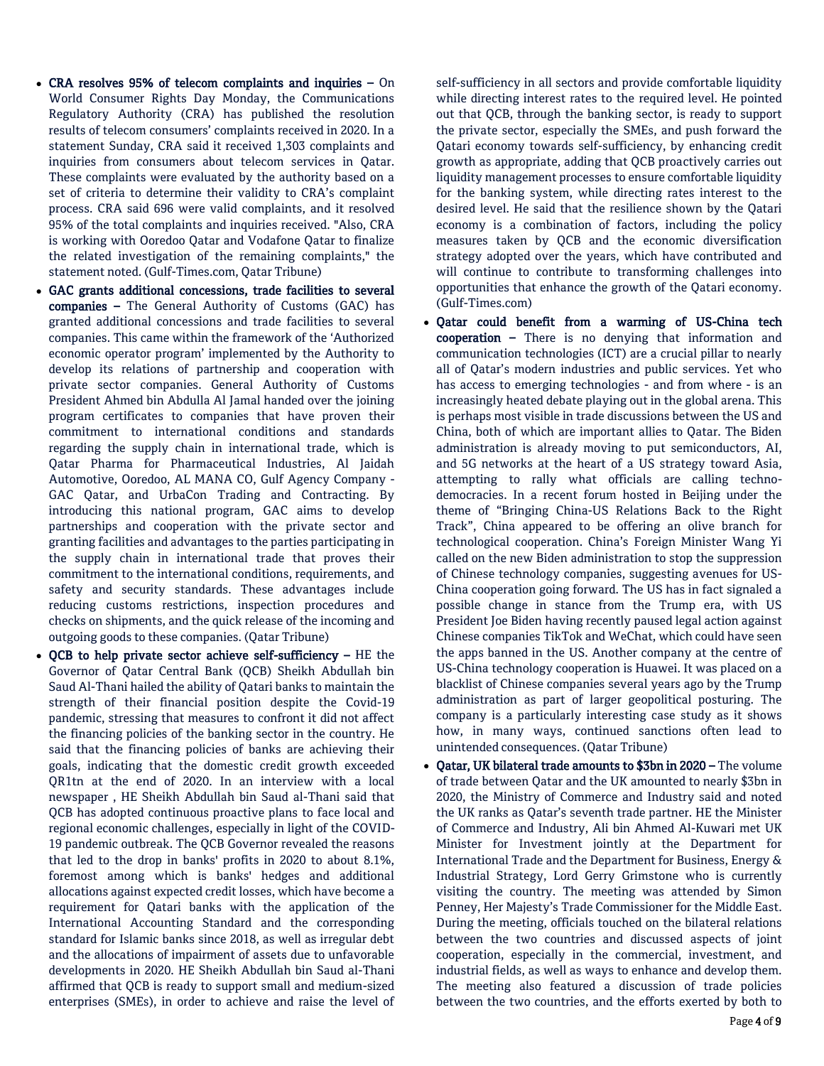- **CRA resolves 95% of telecom complaints and inquiries –** On World Consumer Rights Day Monday, the Communications Regulatory Authority (CRA) has published the resolution results of telecom consumers' complaints received in 2020. In a statement Sunday, CRA said it received 1,303 complaints and inquiries from consumers about telecom services in Qatar. These complaints were evaluated by the authority based on a set of criteria to determine their validity to CRA's complaint process. CRA said 696 were valid complaints, and it resolved 95% of the total complaints and inquiries received. "Also, CRA is working with Ooredoo Qatar and Vodafone Qatar to finalize the related investigation of the remaining complaints," the statement noted. (Gulf-Times.com, Qatar Tribune)
- **GAC grants additional concessions, trade facilities to several companies –** The General Authority of Customs (GAC) has granted additional concessions and trade facilities to several companies. This came within the framework of the 'Authorized economic operator program' implemented by the Authority to develop its relations of partnership and cooperation with private sector companies. General Authority of Customs President Ahmed bin Abdulla Al Jamal handed over the joining program certificates to companies that have proven their commitment to international conditions and standards regarding the supply chain in international trade, which is Qatar Pharma for Pharmaceutical Industries, Al Jaidah Automotive, Ooredoo, AL MANA CO, Gulf Agency Company - GAC Qatar, and UrbaCon Trading and Contracting. By introducing this national program, GAC aims to develop partnerships and cooperation with the private sector and granting facilities and advantages to the parties participating in the supply chain in international trade that proves their commitment to the international conditions, requirements, and safety and security standards. These advantages include reducing customs restrictions, inspection procedures and checks on shipments, and the quick release of the incoming and outgoing goods to these companies. (Qatar Tribune)
- **QCB to help private sector achieve self-sufficiency –** HE the Governor of Qatar Central Bank (QCB) Sheikh Abdullah bin Saud Al-Thani hailed the ability of Qatari banks to maintain the strength of their financial position despite the Covid-19 pandemic, stressing that measures to confront it did not affect the financing policies of the banking sector in the country. He said that the financing policies of banks are achieving their goals, indicating that the domestic credit growth exceeded QR1tn at the end of 2020. In an interview with a local newspaper , HE Sheikh Abdullah bin Saud al-Thani said that QCB has adopted continuous proactive plans to face local and regional economic challenges, especially in light of the COVID-19 pandemic outbreak. The QCB Governor revealed the reasons that led to the drop in banks' profits in 2020 to about 8.1%, foremost among which is banks' hedges and additional allocations against expected credit losses, which have become a requirement for Qatari banks with the application of the International Accounting Standard and the corresponding standard for Islamic banks since 2018, as well as irregular debt and the allocations of impairment of assets due to unfavorable developments in 2020. HE Sheikh Abdullah bin Saud al-Thani affirmed that QCB is ready to support small and medium-sized enterprises (SMEs), in order to achieve and raise the level of self-sufficiency in all sectors and provide comfortable liquidity while directing interest rates to the required level. He pointed out that QCB, through the banking sector, is ready to support the private sector, especially the SMEs, and push forward the Qatari economy towards self-sufficiency, by enhancing credit growth as appropriate, adding that QCB proactively carries out liquidity management processes to ensure comfortable liquidity for the banking system, while directing rates interest to the desired level. He said that the resilience shown by the Qatari economy is a combination of factors, including the policy measures taken by QCB and the economic diversification strategy adopted over the years, which have contributed and will continue to contribute to transforming challenges into opportunities that enhance the growth of the Qatari economy. (Gulf-Times.com)
- **Qatar could benefit from a warming of US-China tech cooperation –** There is no denying that information and communication technologies (ICT) are a crucial pillar to nearly all of Qatar's modern industries and public services. Yet who has access to emerging technologies - and from where - is an increasingly heated debate playing out in the global arena. This is perhaps most visible in trade discussions between the US and China, both of which are important allies to Qatar. The Biden administration is already moving to put semiconductors, AI, and 5G networks at the heart of a US strategy toward Asia, attempting to rally what officials are calling techno-democracies. In a recent forum hosted in Beijing under the theme of "Bringing China-US Relations Back to the Right Track", China appeared to be offering an olive branch for technological cooperation. China's Foreign Minister Wang Yi called on the new Biden administration to stop the suppression of Chinese technology companies, suggesting avenues for US-China cooperation going forward. The US has in fact signaled a possible change in stance from the Trump era, with US President Joe Biden having recently paused legal action against Chinese companies TikTok and WeChat, which could have seen the apps banned in the US. Another company at the centre of US-China technology cooperation is Huawei. It was placed on a blacklist of Chinese companies several years ago by the Trump administration as part of larger geopolitical posturing. The company is a particularly interesting case study as it shows how, in many ways, continued sanctions often lead to unintended consequences. (Qatar Tribune)
- **Qatar, UK bilateral trade amounts to $3bn in 2020 –** The volume of trade between Qatar and the UK amounted to nearly $3bn in 2020, the Ministry of Commerce and Industry said and noted the UK ranks as Qatar's seventh trade partner. HE the Minister of Commerce and Industry, Ali bin Ahmed Al-Kuwari met UK Minister for Investment jointly at the Department for International Trade and the Department for Business, Energy & Industrial Strategy, Lord Gerry Grimstone who is currently visiting the country. The meeting was attended by Simon Penney, Her Majesty's Trade Commissioner for the Middle East. During the meeting, officials touched on the bilateral relations between the two countries and discussed aspects of joint cooperation, especially in the commercial, investment, and industrial fields, as well as ways to enhance and develop them. The meeting also featured a discussion of trade policies between the two countries, and the efforts exerted by both to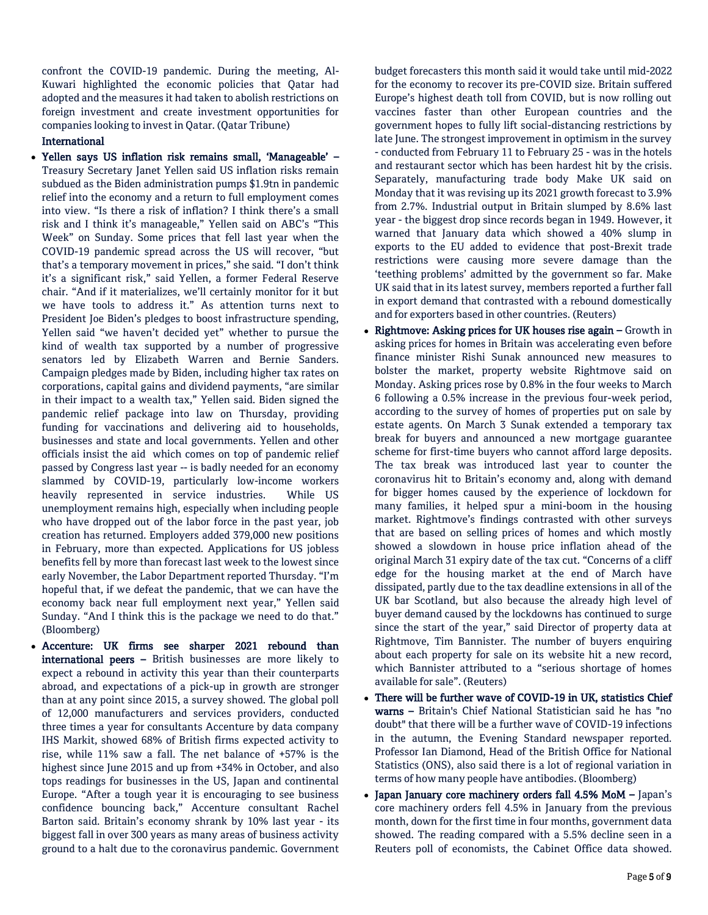confront the COVID-19 pandemic. During the meeting, Al-Kuwari highlighted the economic policies that Qatar had adopted and the measures it had taken to abolish restrictions on foreign investment and create investment opportunities for companies looking to invest in Qatar. (Qatar Tribune)

## International

- **Yellen says US inflation risk remains small, 'Manageable' –** Treasury Secretary Janet Yellen said US inflation risks remain subdued as the Biden administration pumps $1.9tn in pandemic relief into the economy and a return to full employment comes into view. "Is there a risk of inflation? I think there's a small risk and I think it's manageable," Yellen said on ABC's "This Week" on Sunday. Some prices that fell last year when the COVID-19 pandemic spread across the US will recover, "but that's a temporary movement in prices," she said. "I don't think it's a significant risk," said Yellen, a former Federal Reserve chair. "And if it materializes, we'll certainly monitor for it but we have tools to address it." As attention turns next to President Joe Biden's pledges to boost infrastructure spending, Yellen said "we haven't decided yet" whether to pursue the kind of wealth tax supported by a number of progressive senators led by Elizabeth Warren and Bernie Sanders. Campaign pledges made by Biden, including higher tax rates on corporations, capital gains and dividend payments, "are similar in their impact to a wealth tax," Yellen said. Biden signed the pandemic relief package into law on Thursday, providing funding for vaccinations and delivering aid to households, businesses and state and local governments. Yellen and other officials insist the aid which comes on top of pandemic relief passed by Congress last year -- is badly needed for an economy slammed by COVID-19, particularly low-income workers heavily represented in service industries. While US unemployment remains high, especially when including people who have dropped out of the labor force in the past year, job creation has returned. Employers added 379,000 new positions in February, more than expected. Applications for US jobless benefits fell by more than forecast last week to the lowest since early November, the Labor Department reported Thursday. "I'm hopeful that, if we defeat the pandemic, that we can have the economy back near full employment next year," Yellen said Sunday. "And I think this is the package we need to do that." (Bloomberg)
- **Accenture: UK firms see sharper 2021 rebound than international peers –** British businesses are more likely to expect a rebound in activity this year than their counterparts abroad, and expectations of a pick-up in growth are stronger than at any point since 2015, a survey showed. The global poll of 12,000 manufacturers and services providers, conducted three times a year for consultants Accenture by data company IHS Markit, showed 68% of British firms expected activity to rise, while 11% saw a fall. The net balance of +57% is the highest since June 2015 and up from +34% in October, and also tops readings for businesses in the US, Japan and continental Europe. "After a tough year it is encouraging to see business confidence bouncing back," Accenture consultant Rachel Barton said. Britain's economy shrank by 10% last year - its biggest fall in over 300 years as many areas of business activity ground to a halt due to the coronavirus pandemic. Government budget forecasters this month said it would take until mid-2022 for the economy to recover its pre-COVID size. Britain suffered Europe's highest death toll from COVID, but is now rolling out vaccines faster than other European countries and the government hopes to fully lift social-distancing restrictions by late June. The strongest improvement in optimism in the survey - conducted from February 11 to February 25 - was in the hotels and restaurant sector which has been hardest hit by the crisis. Separately, manufacturing trade body Make UK said on Monday that it was revising up its 2021 growth forecast to 3.9% from 2.7%. Industrial output in Britain slumped by 8.6% last year - the biggest drop since records began in 1949. However, it warned that January data which showed a 40% slump in exports to the EU added to evidence that post-Brexit trade restrictions were causing more severe damage than the 'teething problems' admitted by the government so far. Make UK said that in its latest survey, members reported a further fall in export demand that contrasted with a rebound domestically and for exporters based in other countries. (Reuters)
- **Rightmove: Asking prices for UK houses rise again –** Growth in asking prices for homes in Britain was accelerating even before finance minister Rishi Sunak announced new measures to bolster the market, property website Rightmove said on Monday. Asking prices rose by 0.8% in the four weeks to March 6 following a 0.5% increase in the previous four-week period, according to the survey of homes of properties put on sale by estate agents. On March 3 Sunak extended a temporary tax break for buyers and announced a new mortgage guarantee scheme for first-time buyers who cannot afford large deposits. The tax break was introduced last year to counter the coronavirus hit to Britain's economy and, along with demand for bigger homes caused by the experience of lockdown for many families, it helped spur a mini-boom in the housing market. Rightmove's findings contrasted with other surveys that are based on selling prices of homes and which mostly showed a slowdown in house price inflation ahead of the original March 31 expiry date of the tax cut. "Concerns of a cliff edge for the housing market at the end of March have dissipated, partly due to the tax deadline extensions in all of the UK bar Scotland, but also because the already high level of buyer demand caused by the lockdowns has continued to surge since the start of the year," said Director of property data at Rightmove, Tim Bannister. The number of buyers enquiring about each property for sale on its website hit a new record, which Bannister attributed to a "serious shortage of homes available for sale". (Reuters)
- **There will be further wave of COVID-19 in UK, statistics Chief warns –** Britain's Chief National Statistician said he has "no doubt" that there will be a further wave of COVID-19 infections in the autumn, the Evening Standard newspaper reported. Professor Ian Diamond, Head of the British Office for National Statistics (ONS), also said there is a lot of regional variation in terms of how many people have antibodies. (Bloomberg)
- **Japan January core machinery orders fall 4.5% MoM –** Japan's core machinery orders fell 4.5% in January from the previous month, down for the first time in four months, government data showed. The reading compared with a 5.5% decline seen in a Reuters poll of economists, the Cabinet Office data showed.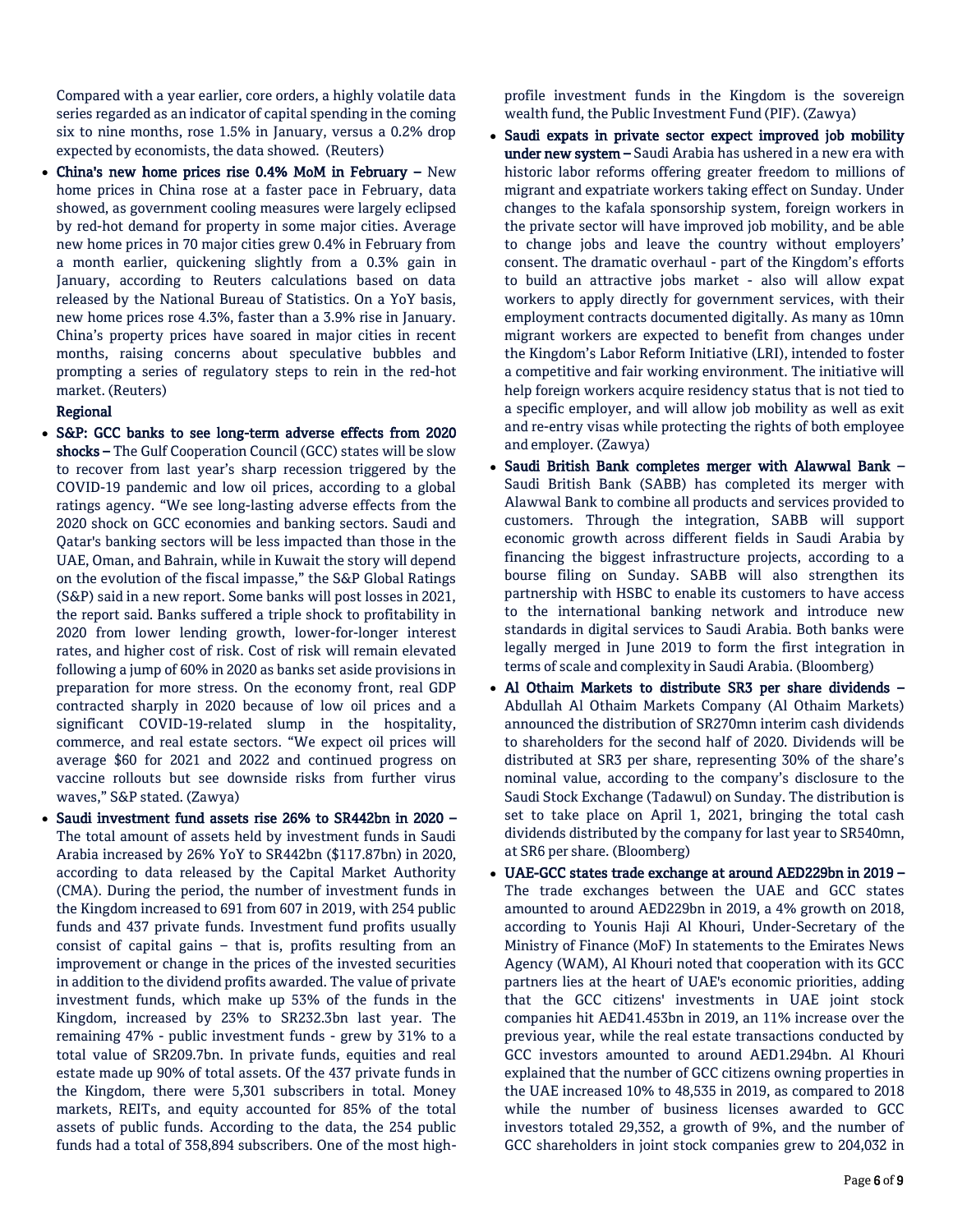Compared with a year earlier, core orders, a highly volatile data series regarded as an indicator of capital spending in the coming six to nine months, rose 1.5% in January, versus a 0.2% drop expected by economists, the data showed. (Reuters)

- **China's new home prices rise 0.4% MoM in February –** New home prices in China rose at a faster pace in February, data showed, as government cooling measures were largely eclipsed by red-hot demand for property in some major cities. Average new home prices in 70 major cities grew 0.4% in February from a month earlier, quickening slightly from a 0.3% gain in January, according to Reuters calculations based on data released by the National Bureau of Statistics. On a YoY basis, new home prices rose 4.3%, faster than a 3.9% rise in January. China's property prices have soared in major cities in recent months, raising concerns about speculative bubbles and prompting a series of regulatory steps to rein in the red-hot market. (Reuters)

**Regional**

- **S&P: GCC banks to see long-term adverse effects from 2020 shocks –** The Gulf Cooperation Council (GCC) states will be slow to recover from last year's sharp recession triggered by the COVID-19 pandemic and low oil prices, according to a global ratings agency. "We see long-lasting adverse effects from the 2020 shock on GCC economies and banking sectors. Saudi and Qatar's banking sectors will be less impacted than those in the UAE, Oman, and Bahrain, while in Kuwait the story will depend on the evolution of the fiscal impasse," the S&P Global Ratings (S&P) said in a new report. Some banks will post losses in 2021, the report said. Banks suffered a triple shock to profitability in 2020 from lower lending growth, lower-for-longer interest rates, and higher cost of risk. Cost of risk will remain elevated following a jump of 60% in 2020 as banks set aside provisions in preparation for more stress. On the economy front, real GDP contracted sharply in 2020 because of low oil prices and a significant COVID-19-related slump in the hospitality, commerce, and real estate sectors. "We expect oil prices will average $60 for 2021 and 2022 and continued progress on vaccine rollouts but see downside risks from further virus waves," S&P stated. (Zawya)
- **Saudi investment fund assets rise 26% to SR442bn in 2020 –** The total amount of assets held by investment funds in Saudi Arabia increased by 26% YoY to SR442bn ($117.87bn) in 2020, according to data released by the Capital Market Authority (CMA). During the period, the number of investment funds in the Kingdom increased to 691 from 607 in 2019, with 254 public funds and 437 private funds. Investment fund profits usually consist of capital gains – that is, profits resulting from an improvement or change in the prices of the invested securities in addition to the dividend profits awarded. The value of private investment funds, which make up 53% of the funds in the Kingdom, increased by 23% to SR232.3bn last year. The remaining 47% - public investment funds - grew by 31% to a total value of SR209.7bn. In private funds, equities and real estate made up 90% of total assets. Of the 437 private funds in the Kingdom, there were 5,301 subscribers in total. Money markets, REITs, and equity accounted for 85% of the total assets of public funds. According to the data, the 254 public funds had a total of 358,894 subscribers. One of the most high-profile investment funds in the Kingdom is the sovereign wealth fund, the Public Investment Fund (PIF). (Zawya)
- **Saudi expats in private sector expect improved job mobility under new system –** Saudi Arabia has ushered in a new era with historic labor reforms offering greater freedom to millions of migrant and expatriate workers taking effect on Sunday. Under changes to the kafala sponsorship system, foreign workers in the private sector will have improved job mobility, and be able to change jobs and leave the country without employers' consent. The dramatic overhaul - part of the Kingdom's efforts to build an attractive jobs market - also will allow expat workers to apply directly for government services, with their employment contracts documented digitally. As many as 10mn migrant workers are expected to benefit from changes under the Kingdom's Labor Reform Initiative (LRI), intended to foster a competitive and fair working environment. The initiative will help foreign workers acquire residency status that is not tied to a specific employer, and will allow job mobility as well as exit and re-entry visas while protecting the rights of both employee and employer. (Zawya)
- **Saudi British Bank completes merger with Alawwal Bank –** Saudi British Bank (SABB) has completed its merger with Alawwal Bank to combine all products and services provided to customers. Through the integration, SABB will support economic growth across different fields in Saudi Arabia by financing the biggest infrastructure projects, according to a bourse filing on Sunday. SABB will also strengthen its partnership with HSBC to enable its customers to have access to the international banking network and introduce new standards in digital services to Saudi Arabia. Both banks were legally merged in June 2019 to form the first integration in terms of scale and complexity in Saudi Arabia. (Bloomberg)
- **Al Othaim Markets to distribute SR3 per share dividends –** Abdullah Al Othaim Markets Company (Al Othaim Markets) announced the distribution of SR270mn interim cash dividends to shareholders for the second half of 2020. Dividends will be distributed at SR3 per share, representing 30% of the share's nominal value, according to the company's disclosure to the Saudi Stock Exchange (Tadawul) on Sunday. The distribution is set to take place on April 1, 2021, bringing the total cash dividends distributed by the company for last year to SR540mn, at SR6 per share. (Bloomberg)
- **UAE-GCC states trade exchange at around AED229bn in 2019 –** The trade exchanges between the UAE and GCC states amounted to around AED229bn in 2019, a 4% growth on 2018, according to Younis Haji Al Khouri, Under-Secretary of the Ministry of Finance (MoF) In statements to the Emirates News Agency (WAM), Al Khouri noted that cooperation with its GCC partners lies at the heart of UAE's economic priorities, adding that the GCC citizens' investments in UAE joint stock companies hit AED41.453bn in 2019, an 11% increase over the previous year, while the real estate transactions conducted by GCC investors amounted to around AED1.294bn. Al Khouri explained that the number of GCC citizens owning properties in the UAE increased 10% to 48,535 in 2019, as compared to 2018 while the number of business licenses awarded to GCC investors totaled 29,352, a growth of 9%, and the number of GCC shareholders in joint stock companies grew to 204,032 in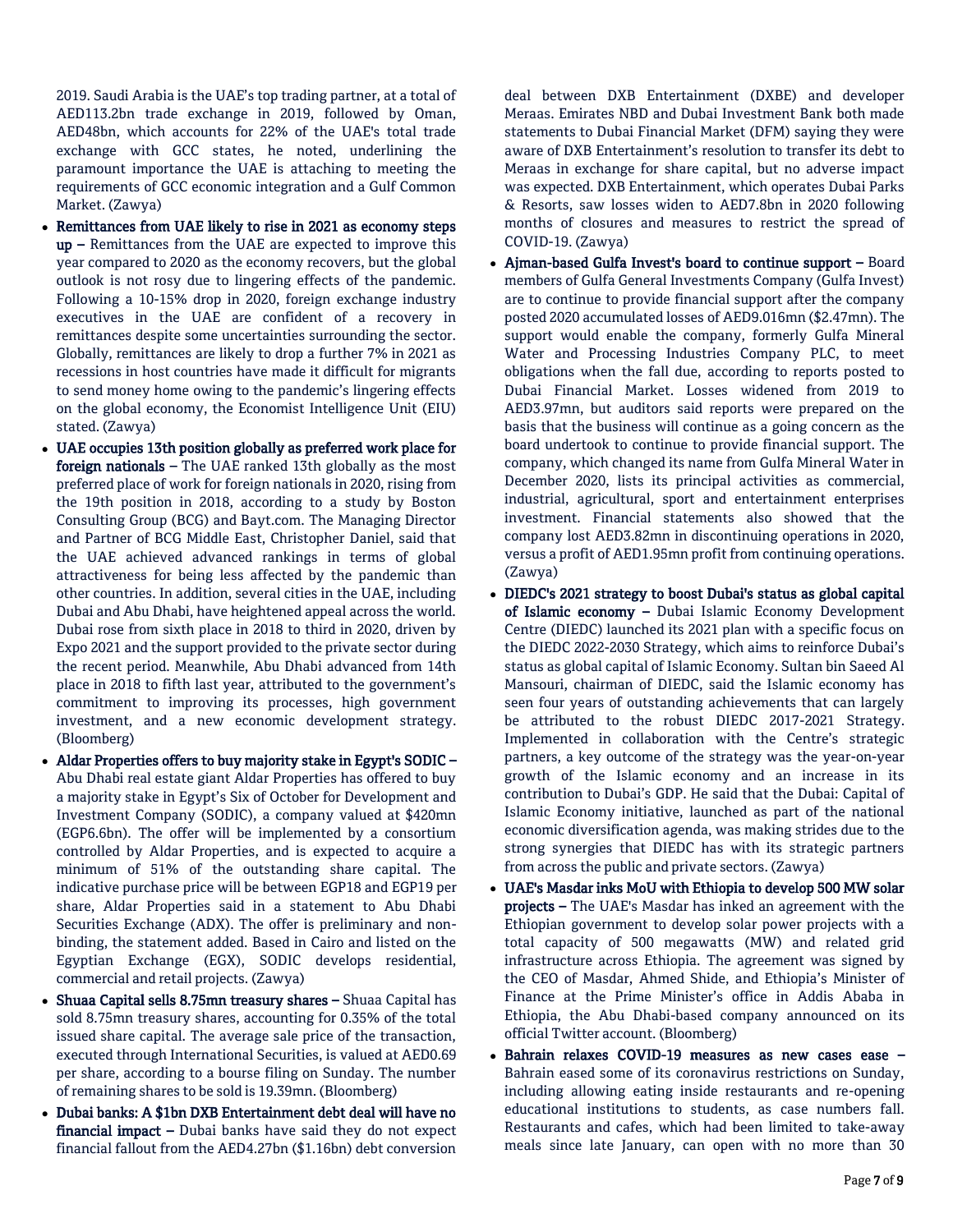2019. Saudi Arabia is the UAE's top trading partner, at a total of AED113.2bn trade exchange in 2019, followed by Oman, AED48bn, which accounts for 22% of the UAE's total trade exchange with GCC states, he noted, underlining the paramount importance the UAE is attaching to meeting the requirements of GCC economic integration and a Gulf Common Market. (Zawya)

- **Remittances from UAE likely to rise in 2021 as economy steps up –** Remittances from the UAE are expected to improve this year compared to 2020 as the economy recovers, but the global outlook is not rosy due to lingering effects of the pandemic. Following a 10-15% drop in 2020, foreign exchange industry executives in the UAE are confident of a recovery in remittances despite some uncertainties surrounding the sector. Globally, remittances are likely to drop a further 7% in 2021 as recessions in host countries have made it difficult for migrants to send money home owing to the pandemic's lingering effects on the global economy, the Economist Intelligence Unit (EIU) stated. (Zawya)
- **UAE occupies 13th position globally as preferred work place for foreign nationals –** The UAE ranked 13th globally as the most preferred place of work for foreign nationals in 2020, rising from the 19th position in 2018, according to a study by Boston Consulting Group (BCG) and Bayt.com. The Managing Director and Partner of BCG Middle East, Christopher Daniel, said that the UAE achieved advanced rankings in terms of global attractiveness for being less affected by the pandemic than other countries. In addition, several cities in the UAE, including Dubai and Abu Dhabi, have heightened appeal across the world. Dubai rose from sixth place in 2018 to third in 2020, driven by Expo 2021 and the support provided to the private sector during the recent period. Meanwhile, Abu Dhabi advanced from 14th place in 2018 to fifth last year, attributed to the government's commitment to improving its processes, high government investment, and a new economic development strategy. (Bloomberg)
- **Aldar Properties offers to buy majority stake in Egypt's SODIC –** Abu Dhabi real estate giant Aldar Properties has offered to buy a majority stake in Egypt's Six of October for Development and Investment Company (SODIC), a company valued at $420mn (EGP6.6bn). The offer will be implemented by a consortium controlled by Aldar Properties, and is expected to acquire a minimum of 51% of the outstanding share capital. The indicative purchase price will be between EGP18 and EGP19 per share, Aldar Properties said in a statement to Abu Dhabi Securities Exchange (ADX). The offer is preliminary and non-binding, the statement added. Based in Cairo and listed on the Egyptian Exchange (EGX), SODIC develops residential, commercial and retail projects. (Zawya)
- **Shuaa Capital sells 8.75mn treasury shares –** Shuaa Capital has sold 8.75mn treasury shares, accounting for 0.35% of the total issued share capital. The average sale price of the transaction, executed through International Securities, is valued at AED0.69 per share, according to a bourse filing on Sunday. The number of remaining shares to be sold is 19.39mn. (Bloomberg)
- **Dubai banks: A $1bn DXB Entertainment debt deal will have no financial impact –** Dubai banks have said they do not expect financial fallout from the AED4.27bn ($1.16bn) debt conversion deal between DXB Entertainment (DXBE) and developer Meraas. Emirates NBD and Dubai Investment Bank both made statements to Dubai Financial Market (DFM) saying they were aware of DXB Entertainment's resolution to transfer its debt to Meraas in exchange for share capital, but no adverse impact was expected. DXB Entertainment, which operates Dubai Parks & Resorts, saw losses widen to AED7.8bn in 2020 following months of closures and measures to restrict the spread of COVID-19. (Zawya)
- **Ajman-based Gulfa Invest's board to continue support –** Board members of Gulfa General Investments Company (Gulfa Invest) are to continue to provide financial support after the company posted 2020 accumulated losses of AED9.016mn ($2.47mn). The support would enable the company, formerly Gulfa Mineral Water and Processing Industries Company PLC, to meet obligations when the fall due, according to reports posted to Dubai Financial Market. Losses widened from 2019 to AED3.97mn, but auditors said reports were prepared on the basis that the business will continue as a going concern as the board undertook to continue to provide financial support. The company, which changed its name from Gulfa Mineral Water in December 2020, lists its principal activities as commercial, industrial, agricultural, sport and entertainment enterprises investment. Financial statements also showed that the company lost AED3.82mn in discontinuing operations in 2020, versus a profit of AED1.95mn profit from continuing operations. (Zawya)
- **DIEDC's 2021 strategy to boost Dubai's status as global capital of Islamic economy –** Dubai Islamic Economy Development Centre (DIEDC) launched its 2021 plan with a specific focus on the DIEDC 2022-2030 Strategy, which aims to reinforce Dubai's status as global capital of Islamic Economy. Sultan bin Saeed Al Mansouri, chairman of DIEDC, said the Islamic economy has seen four years of outstanding achievements that can largely be attributed to the robust DIEDC 2017-2021 Strategy. Implemented in collaboration with the Centre's strategic partners, a key outcome of the strategy was the year-on-year growth of the Islamic economy and an increase in its contribution to Dubai's GDP. He said that the Dubai: Capital of Islamic Economy initiative, launched as part of the national economic diversification agenda, was making strides due to the strong synergies that DIEDC has with its strategic partners from across the public and private sectors. (Zawya)
- **UAE's Masdar inks MoU with Ethiopia to develop 500 MW solar projects –** The UAE's Masdar has inked an agreement with the Ethiopian government to develop solar power projects with a total capacity of 500 megawatts (MW) and related grid infrastructure across Ethiopia. The agreement was signed by the CEO of Masdar, Ahmed Shide, and Ethiopia's Minister of Finance at the Prime Minister's office in Addis Ababa in Ethiopia, the Abu Dhabi-based company announced on its official Twitter account. (Bloomberg)
- **Bahrain relaxes COVID-19 measures as new cases ease –** Bahrain eased some of its coronavirus restrictions on Sunday, including allowing eating inside restaurants and re-opening educational institutions to students, as case numbers fall. Restaurants and cafes, which had been limited to take-away meals since late January, can open with no more than 30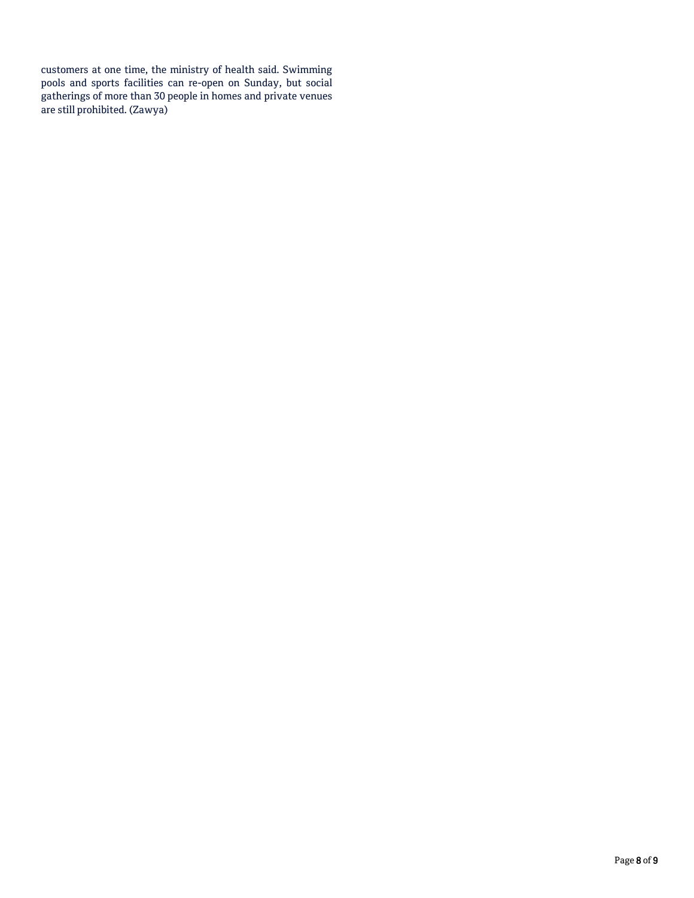customers at one time, the ministry of health said. Swimming pools and sports facilities can re-open on Sunday, but social gatherings of more than 30 people in homes and private venues are still prohibited. (Zawya)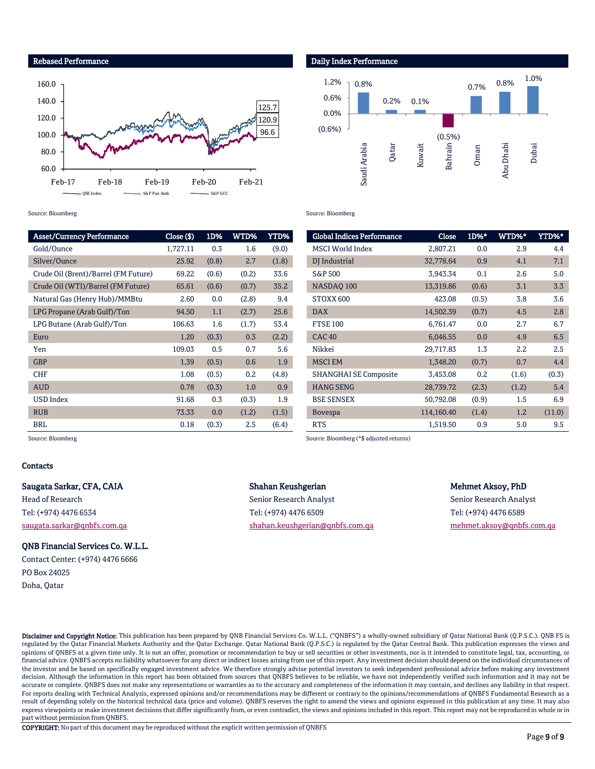## Rebased Performance

160.0
140.0
120.0
100.0
80.0
60.0

Feb-17 Feb-18 Feb-19 Feb-20 Feb-21

125.7
120.9
96.6

QSE Index S&P Pan Arab S&P GCC

Source: Bloomberg

## Daily Index Performance

1.2%
0.6%
0.0%
(0.6%)

0.8% 0.2% 0.1% (0.5%) 0.7% 0.8% 1.0%

Saudi Arabia Qatar Kuwait Bahrain Oman Abu Dhabi Dubai

Source: Bloomberg

| Asset/Currency Performance | Close ($) | 1D% | WTD% | YTD% |
|---|---|---|---|---|
| Gold/Ounce | 1,727.11 | 0.3 | 1.6 | (9.0) |
| Silver/Ounce | 25.92 | (0.8) | 2.7 | (1.8) |
| Crude Oil (Brent)/Barrel (FM Future) | 69.22 | (0.6) | (0.2) | 33.6 |
| Crude Oil (WTI)/Barrel (FM Future) | 65.61 | (0.6) | (0.7) | 35.2 |
| Natural Gas (Henry Hub)/MMBtu | 2.60 | 0.0 | (2.8) | 9.4 |
| LPG Propane (Arab Gulf)/Ton | 94.50 | 1.1 | (2.7) | 25.6 |
| LPG Butane (Arab Gulf)/Ton | 106.63 | 1.6 | (1.7) | 53.4 |
| Euro | 1.20 | (0.3) | 0.3 | (2.2) |
| Yen | 109.03 | 0.5 | 0.7 | 5.6 |
| GBP | 1.39 | (0.5) | 0.6 | 1.9 |
| CHF | 1.08 | (0.5) | 0.2 | (4.8) |
| AUD | 0.78 | (0.3) | 1.0 | 0.9 |
| USD Index | 91.68 | 0.3 | (0.3) | 1.9 |
| RUB | 73.33 | 0.0 | (1.2) | (1.5) |
| BRL | 0.18 | (0.3) | 2.5 | (6.4) |

Source: Bloomberg

| Global Indices Performance | Close | 1D%* | WTD%* | YTD%* |
|---|---|---|---|---|
| MSCI World Index | 2,807.21 | 0.0 | 2.9 | 4.4 |
| DJ Industrial | 32,778.64 | 0.9 | 4.1 | 7.1 |
| S&P 500 | 3,943.34 | 0.1 | 2.6 | 5.0 |
| NASDAQ 100 | 13,319.86 | (0.6) | 3.1 | 3.3 |
| STOXX 600 | 423.08 | (0.5) | 3.8 | 3.6 |
| DAX | 14,502.39 | (0.7) | 4.5 | 2.8 |
| FTSE 100 | 6,761.47 | 0.0 | 2.7 | 6.7 |
| CAC 40 | 6,046.55 | 0.0 | 4.9 | 6.5 |
| Nikkei | 29,717.83 | 1.3 | 2.2 | 2.5 |
| MSCI EM | 1,348.20 | (0.7) | 0.7 | 4.4 |
| SHANGHAI SE Composite | 3,453.08 | 0.2 | (1.6) | (0.3) |
| HANG SENG | 28,739.72 | (2.3) | (1.2) | 5.4 |
| BSE SENSEX | 50,792.08 | (0.9) | 1.5 | 6.9 |
| Bovespa | 114,160.40 | (1.4) | 1.2 | (11.0) |
| RTS | 1,519.50 | 0.9 | 5.0 | 9.5 |

Source: Bloomberg (*$ adjusted returns)

### Contacts

**Saugata Sarkar, CFA, CAIA**
Head of Research
Tel: (+974) 4476 6534
saugata.sarkar@qnbfs.com.qa

**Shahan Keushgerian**
Senior Research Analyst
Tel: (+974) 4476 6509
shahan.keushgerian@qnbfs.com.qa

**Mehmet Aksoy, PhD**
Senior Research Analyst
Tel: (+974) 4476 6589
mehmet.aksoy@qnbfs.com.qa

**QNB Financial Services Co. W.L.L.**
Contact Center: (+974) 4476 6666
PO Box 24025
Doha, Qatar

**Disclaimer and Copyright Notice:** This publication has been prepared by QNB Financial Services Co. W.L.L. ("QNBFS") a wholly-owned subsidiary of Qatar National Bank (Q.P.S.C.). QNB FS is regulated by the Qatar Financial Markets Authority and the Qatar Exchange. Qatar National Bank (Q.P.S.C.) is regulated by the Qatar Central Bank. This publication expresses the views and opinions of QNBFS at a given time only. It is not an offer, promotion or recommendation to buy or sell securities or other investments, nor is it intended to constitute legal, tax, accounting, or financial advice. QNBFS accepts no liability whatsoever for any direct or indirect losses arising from use of this report. Any investment decision should depend on the individual circumstances of the investor and be based on specifically engaged investment advice. We therefore strongly advise potential investors to seek independent professional advice before making any investment decision. Although the information in this report has been obtained from sources that QNBFS believes to be reliable, we have not independently verified such information and it may not be accurate or complete. QNBFS does not make any representations or warranties as to the accuracy and completeness of the information it may contain, and declines any liability in that respect. For reports dealing with Technical Analysis, expressed opinions and/or recommendations may be different or contrary to the opinions/recommendations of QNBFS Fundamental Research as a result of depending solely on the historical technical data (price and volume). QNBFS reserves the right to amend the views and opinions expressed in this publication at any time. It may also express viewpoints or make investment decisions that differ significantly from, or even contradict, the views and opinions included in this report. This report may not be reproduced in whole or in part without permission from QNBFS.

**COPYRIGHT:** No part of this document may be reproduced without the explicit written permission of QNBFS